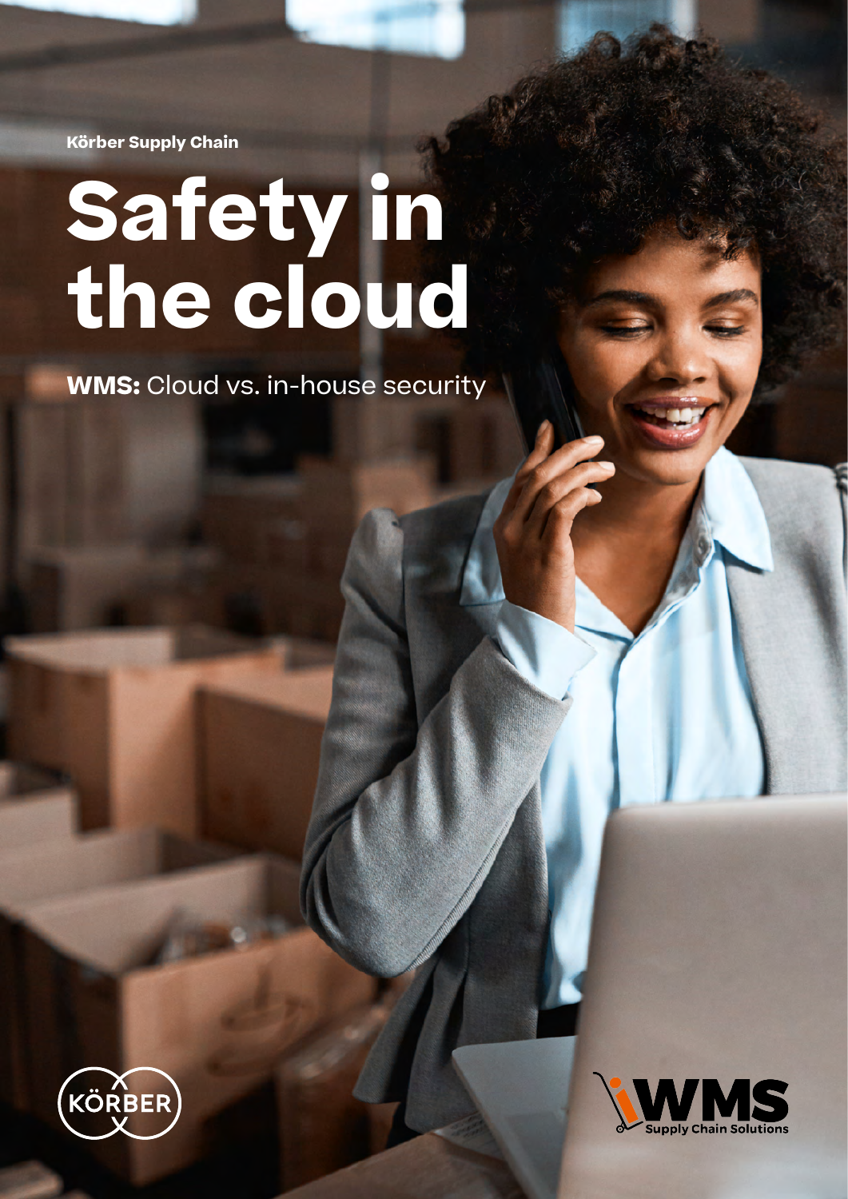Körber Supply Chain

# Safety in the cloud

**WMS:** Cloud vs. in-house security

KÖRBER

iWMS Supply Chain Solutions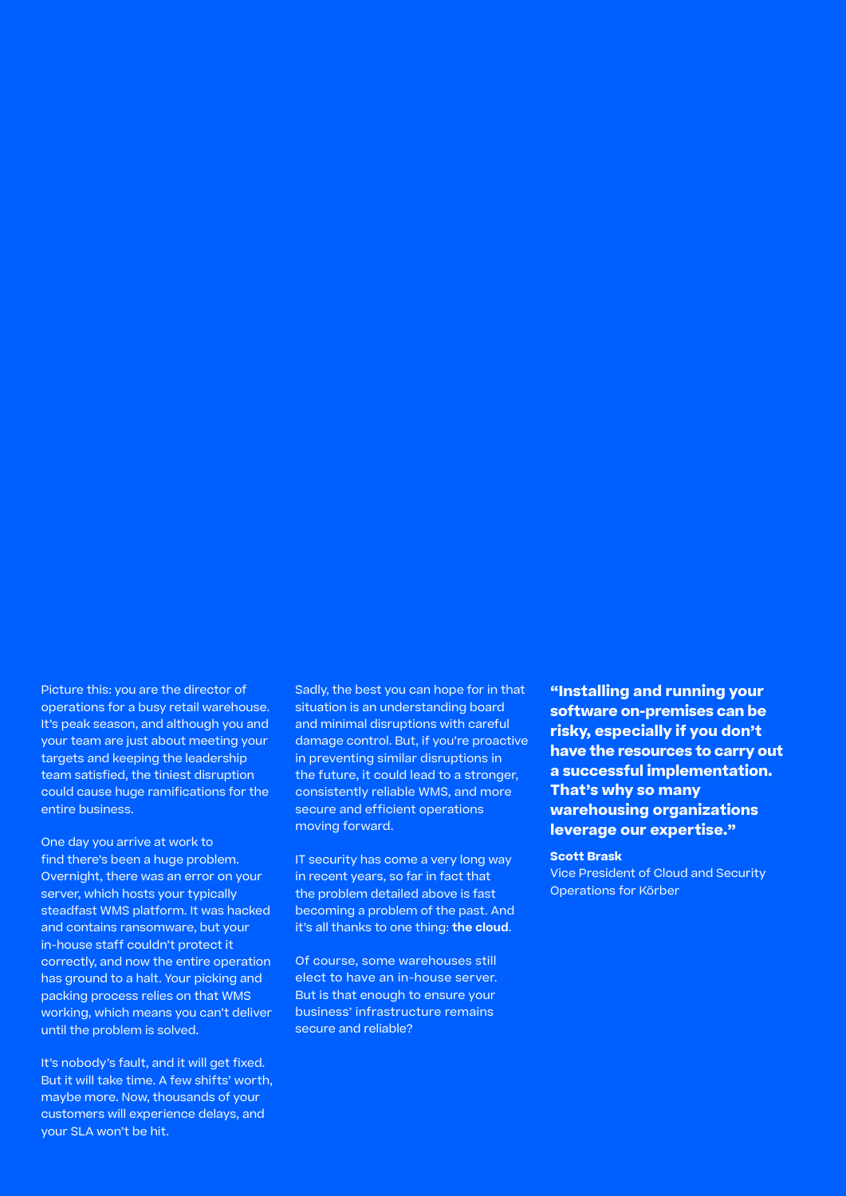Picture this: you are the director of operations for a busy retail warehouse. It's peak season, and although you and your team are just about meeting your targets and keeping the leadership team satisfied, the tiniest disruption could cause huge ramifications for the entire business.

One day you arrive at work to find there's been a huge problem. Overnight, there was an error on your server, which hosts your typically steadfast WMS platform. It was hacked and contains ransomware, but your in-house staff couldn't protect it correctly, and now the entire operation has ground to a halt. Your picking and packing process relies on that WMS working, which means you can't deliver until the problem is solved.

It's nobody's fault, and it will get fixed. But it will take time. A few shifts' worth, maybe more. Now, thousands of your customers will experience delays, and your SLA won't be hit.

Sadly, the best you can hope for in that situation is an understanding board and minimal disruptions with careful damage control. But, if you're proactive in preventing similar disruptions in the future, it could lead to a stronger, consistently reliable WMS, and more secure and efficient operations moving forward.

IT security has come a very long way in recent years, so far in fact that the problem detailed above is fast becoming a problem of the past. And it's all thanks to one thing: **the cloud**.

Of course, some warehouses still elect to have an in-house server. But is that enough to ensure your business' infrastructure remains secure and reliable?

**"Installing and running your software on-premises can be risky, especially if you don't have the resources to carry out a successful implementation. That's why so many warehousing organizations leverage our expertise."**

**Scott Brask**
Vice President of Cloud and Security Operations for Körber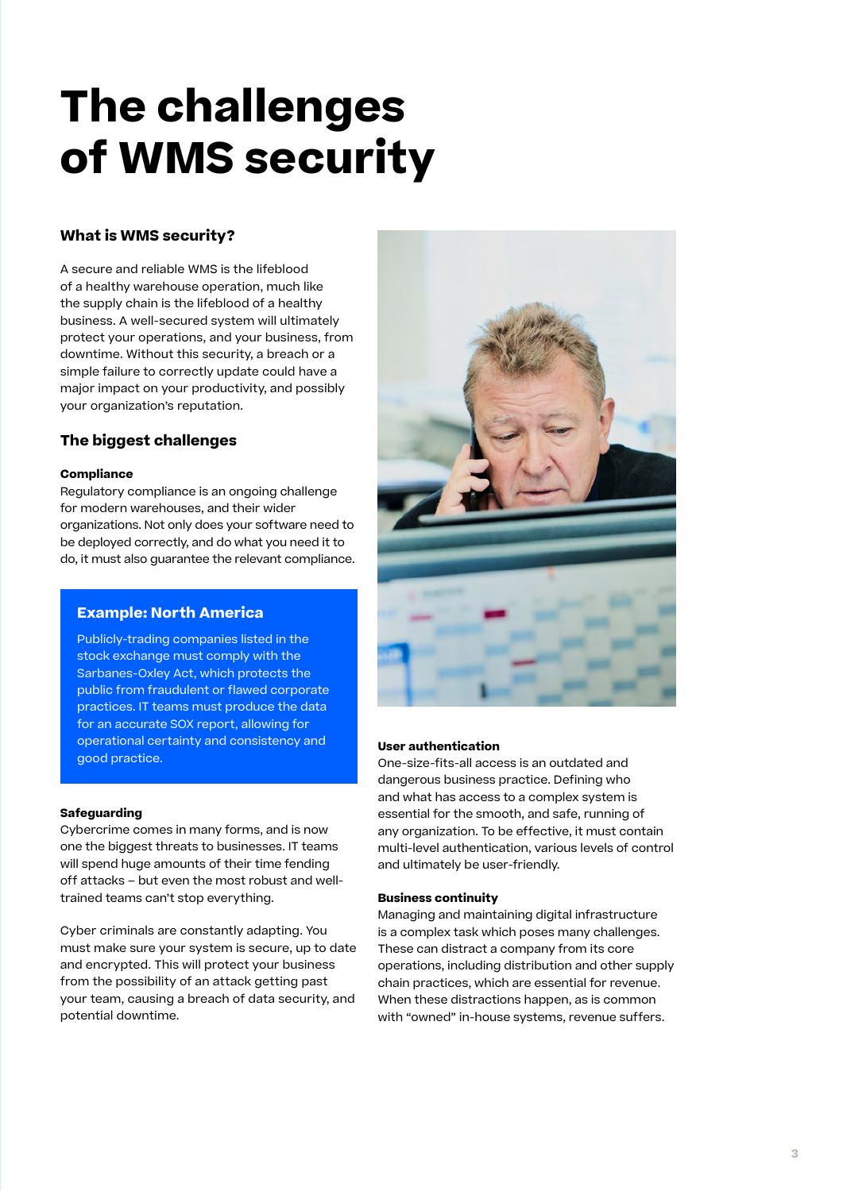# The challenges of WMS security

## What is WMS security?

A secure and reliable WMS is the lifeblood of a healthy warehouse operation, much like the supply chain is the lifeblood of a healthy business. A well-secured system will ultimately protect your operations, and your business, from downtime. Without this security, a breach or a simple failure to correctly update could have a major impact on your productivity, and possibly your organization's reputation.

## The biggest challenges

**Compliance**

Regulatory compliance is an ongoing challenge for modern warehouses, and their wider organizations. Not only does your software need to be deployed correctly, and do what you need it to do, it must also guarantee the relevant compliance.

### Example: North America

Publicly-trading companies listed in the stock exchange must comply with the Sarbanes-Oxley Act, which protects the public from fraudulent or flawed corporate practices. IT teams must produce the data for an accurate SOX report, allowing for operational certainty and consistency and good practice.

**Safeguarding**

Cybercrime comes in many forms, and is now one the biggest threats to businesses. IT teams will spend huge amounts of their time fending off attacks – but even the most robust and well-trained teams can't stop everything.

Cyber criminals are constantly adapting. You must make sure your system is secure, up to date and encrypted. This will protect your business from the possibility of an attack getting past your team, causing a breach of data security, and potential downtime.

**User authentication**

One-size-fits-all access is an outdated and dangerous business practice. Defining who and what has access to a complex system is essential for the smooth, and safe, running of any organization. To be effective, it must contain multi-level authentication, various levels of control and ultimately be user-friendly.

**Business continuity**

Managing and maintaining digital infrastructure is a complex task which poses many challenges. These can distract a company from its core operations, including distribution and other supply chain practices, which are essential for revenue. When these distractions happen, as is common with "owned" in-house systems, revenue suffers.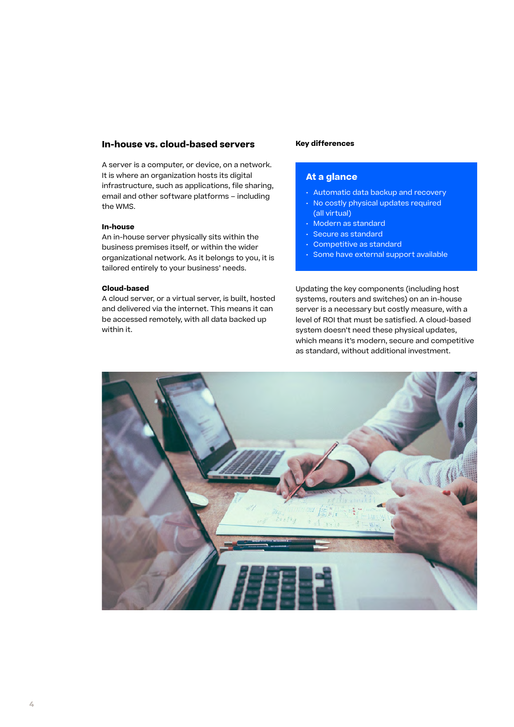## In-house vs. cloud-based servers

A server is a computer, or device, on a network. It is where an organization hosts its digital infrastructure, such as applications, file sharing, email and other software platforms – including the WMS.

**In-house**
An in-house server physically sits within the business premises itself, or within the wider organizational network. As it belongs to you, it is tailored entirely to your business' needs.

**Cloud-based**
A cloud server, or a virtual server, is built, hosted and delivered via the internet. This means it can be accessed remotely, with all data backed up within it.

**Key differences**

### At a glance

- Automatic data backup and recovery
- No costly physical updates required (all virtual)
- Modern as standard
- Secure as standard
- Competitive as standard
- Some have external support available

Updating the key components (including host systems, routers and switches) on an in-house server is a necessary but costly measure, with a level of ROI that must be satisfied. A cloud-based system doesn't need these physical updates, which means it's modern, secure and competitive as standard, without additional investment.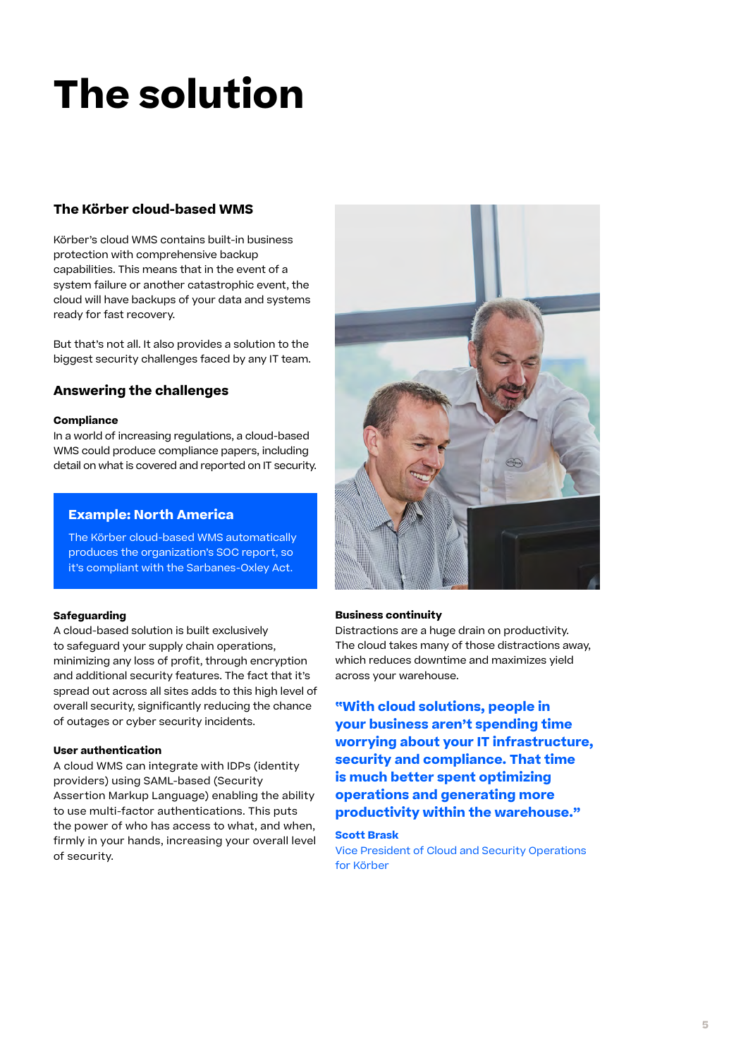# The solution

## The Körber cloud-based WMS

Körber's cloud WMS contains built-in business protection with comprehensive backup capabilities. This means that in the event of a system failure or another catastrophic event, the cloud will have backups of your data and systems ready for fast recovery.

But that's not all. It also provides a solution to the biggest security challenges faced by any IT team.

## Answering the challenges

**Compliance**
In a world of increasing regulations, a cloud-based WMS could produce compliance papers, including detail on what is covered and reported on IT security.

> **Example: North America**
> The Körber cloud-based WMS automatically produces the organization's SOC report, so it's compliant with the Sarbanes-Oxley Act.

**Safeguarding**
A cloud-based solution is built exclusively to safeguard your supply chain operations, minimizing any loss of profit, through encryption and additional security features. The fact that it's spread out across all sites adds to this high level of overall security, significantly reducing the chance of outages or cyber security incidents.

**User authentication**
A cloud WMS can integrate with IDPs (identity providers) using SAML-based (Security Assertion Markup Language) enabling the ability to use multi-factor authentications. This puts the power of who has access to what, and when, firmly in your hands, increasing your overall level of security.

**Business continuity**
Distractions are a huge drain on productivity. The cloud takes many of those distractions away, which reduces downtime and maximizes yield across your warehouse.

> **"With cloud solutions, people in your business aren't spending time worrying about your IT infrastructure, security and compliance. That time is much better spent optimizing operations and generating more productivity within the warehouse."**
>
> **Scott Brask**
> Vice President of Cloud and Security Operations for Körber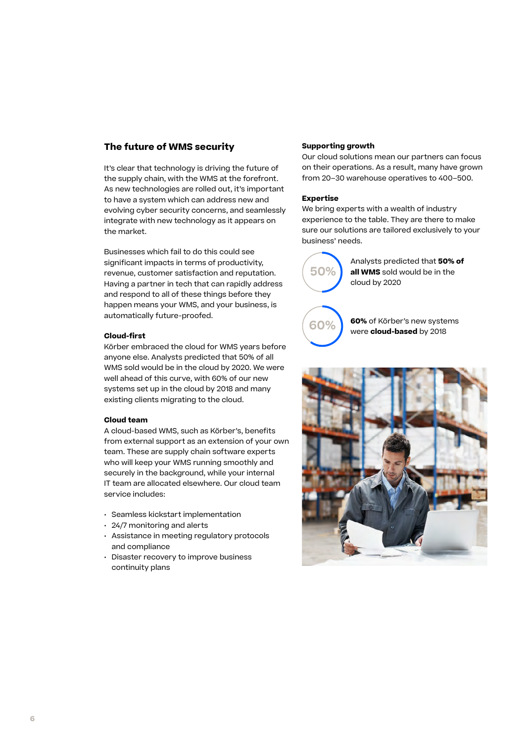## The future of WMS security

It's clear that technology is driving the future of the supply chain, with the WMS at the forefront. As new technologies are rolled out, it's important to have a system which can address new and evolving cyber security concerns, and seamlessly integrate with new technology as it appears on the market.

Businesses which fail to do this could see significant impacts in terms of productivity, revenue, customer satisfaction and reputation. Having a partner in tech that can rapidly address and respond to all of these things before they happen means your WMS, and your business, is automatically future-proofed.

### Cloud-first

Körber embraced the cloud for WMS years before anyone else. Analysts predicted that 50% of all WMS sold would be in the cloud by 2020. We were well ahead of this curve, with 60% of our new systems set up in the cloud by 2018 and many existing clients migrating to the cloud.

### Cloud team

A cloud-based WMS, such as Körber's, benefits from external support as an extension of your own team. These are supply chain software experts who will keep your WMS running smoothly and securely in the background, while your internal IT team are allocated elsewhere. Our cloud team service includes:

- Seamless kickstart implementation
- 24/7 monitoring and alerts
- Assistance in meeting regulatory protocols and compliance
- Disaster recovery to improve business continuity plans

### Supporting growth

Our cloud solutions mean our partners can focus on their operations. As a result, many have grown from 20–30 warehouse operatives to 400–500.

### Expertise

We bring experts with a wealth of industry experience to the table. They are there to make sure our solutions are tailored exclusively to your business' needs.

50% — Analysts predicted that **50% of all WMS** sold would be in the cloud by 2020

60% — **60%** of Körber's new systems were **cloud-based** by 2018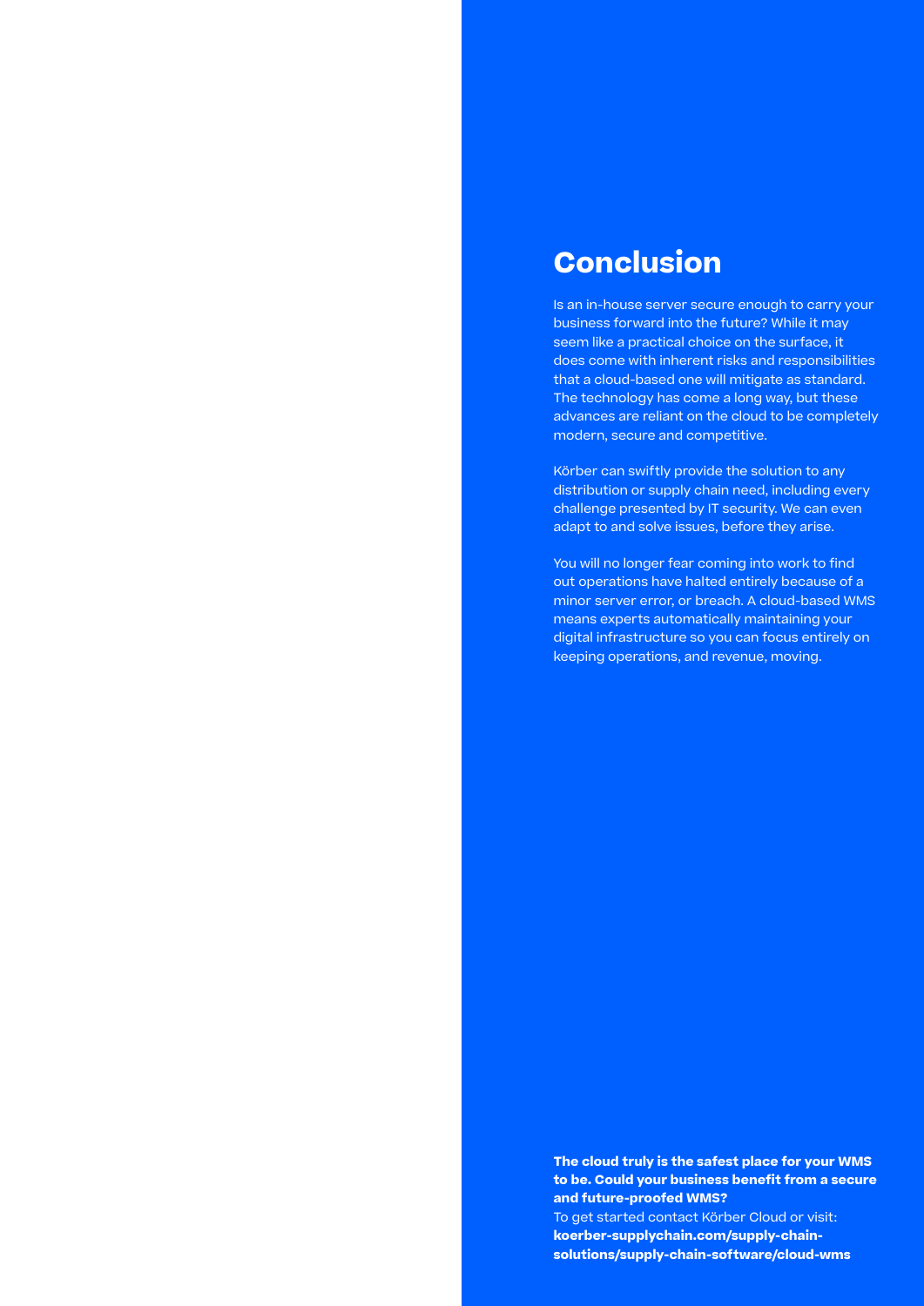# Conclusion

Is an in-house server secure enough to carry your business forward into the future? While it may seem like a practical choice on the surface, it does come with inherent risks and responsibilities that a cloud-based one will mitigate as standard. The technology has come a long way, but these advances are reliant on the cloud to be completely modern, secure and competitive.

Körber can swiftly provide the solution to any distribution or supply chain need, including every challenge presented by IT security. We can even adapt to and solve issues, before they arise.

You will no longer fear coming into work to find out operations have halted entirely because of a minor server error, or breach. A cloud-based WMS means experts automatically maintaining your digital infrastructure so you can focus entirely on keeping operations, and revenue, moving.

**The cloud truly is the safest place for your WMS to be. Could your business benefit from a secure and future-proofed WMS?**

To get started contact Körber Cloud or visit:
**koerber-supplychain.com/supply-chain-solutions/supply-chain-software/cloud-wms**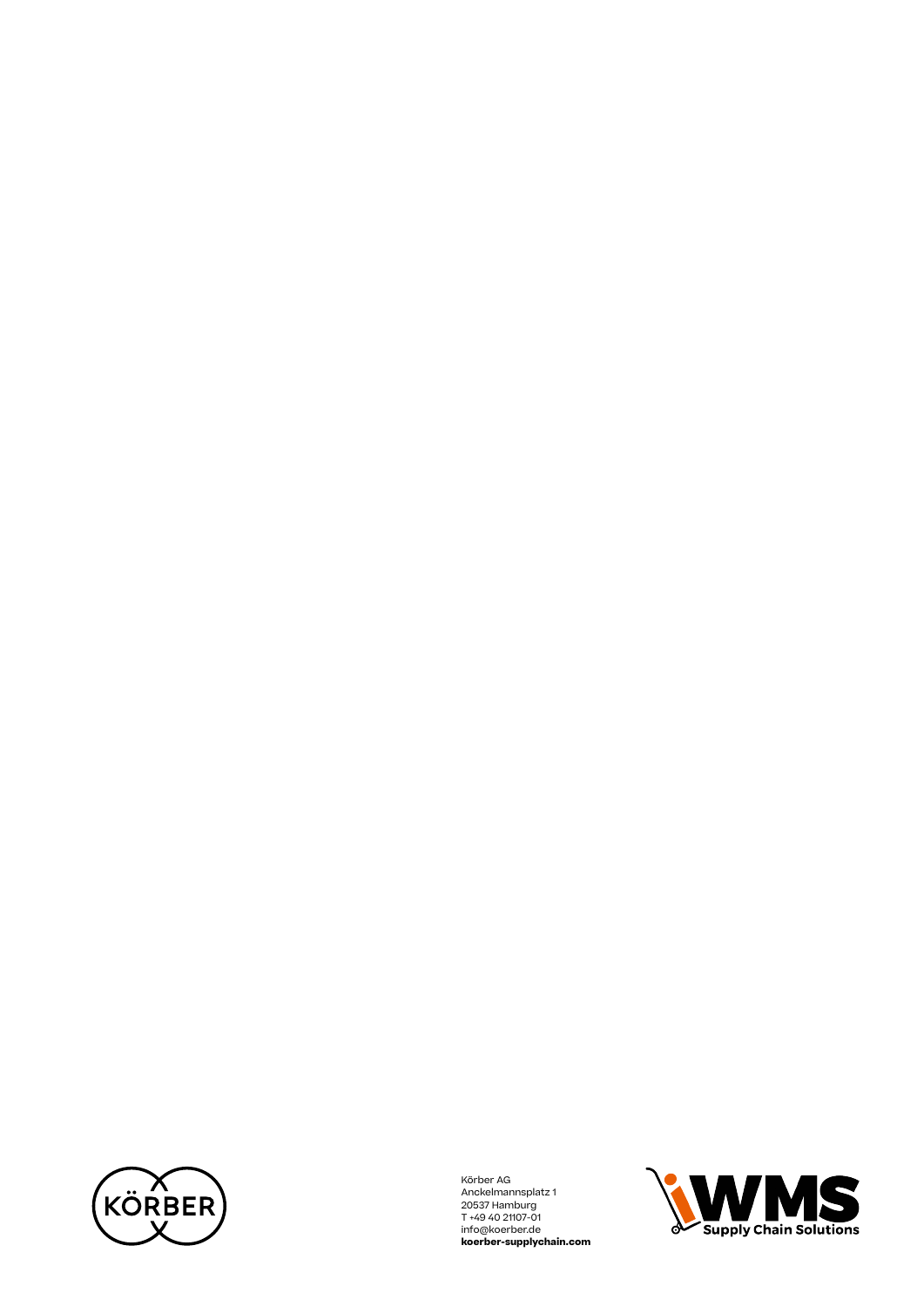Körber AG
Anckelmannsplatz 1
20537 Hamburg
T +49 40 21107-01
info@koerber.de
**koerber-supplychain.com**